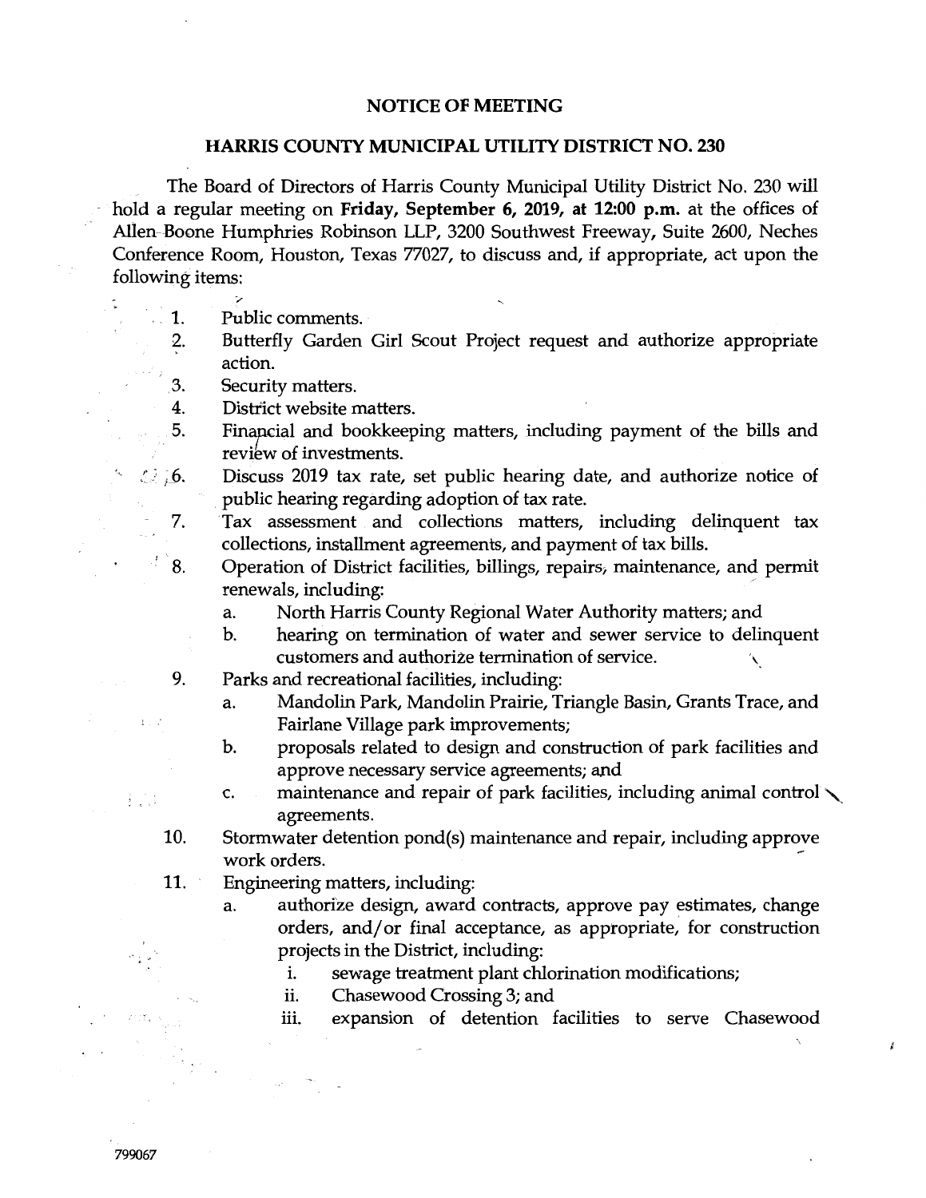# NOTICE OF MEETING

## HARRIS COUNTY MUNICIPAL UTILITY DISTRICT NO. 230

The Board of Directors of Harris County Municipal Utility District No. 230 will hold a regular meeting on **Friday, September 6, 2019, at 12:00 p.m.** at the offices of Allen Boone Humphries Robinson LLP, 3200 Southwest Freeway, Suite 2600, Neches Conference Room, Houston, Texas 77027, to discuss and, if appropriate, act upon the following items:

1. Public comments.
2. Butterfly Garden Girl Scout Project request and authorize appropriate action.
3. Security matters.
4. District website matters.
5. Financial and bookkeeping matters, including payment of the bills and review of investments.
6. Discuss 2019 tax rate, set public hearing date, and authorize notice of public hearing regarding adoption of tax rate.
7. Tax assessment and collections matters, including delinquent tax collections, installment agreements, and payment of tax bills.
8. Operation of District facilities, billings, repairs, maintenance, and permit renewals, including:
    a. North Harris County Regional Water Authority matters; and
    b. hearing on termination of water and sewer service to delinquent customers and authorize termination of service.
9. Parks and recreational facilities, including:
    a. Mandolin Park, Mandolin Prairie, Triangle Basin, Grants Trace, and Fairlane Village park improvements;
    b. proposals related to design and construction of park facilities and approve necessary service agreements; and
    c. maintenance and repair of park facilities, including animal control agreements.
10. Stormwater detention pond(s) maintenance and repair, including approve work orders.
11. Engineering matters, including:
    a. authorize design, award contracts, approve pay estimates, change orders, and/or final acceptance, as appropriate, for construction projects in the District, including:
        i. sewage treatment plant chlorination modifications;
        ii. Chasewood Crossing 3; and
        iii. expansion of detention facilities to serve Chasewood

799067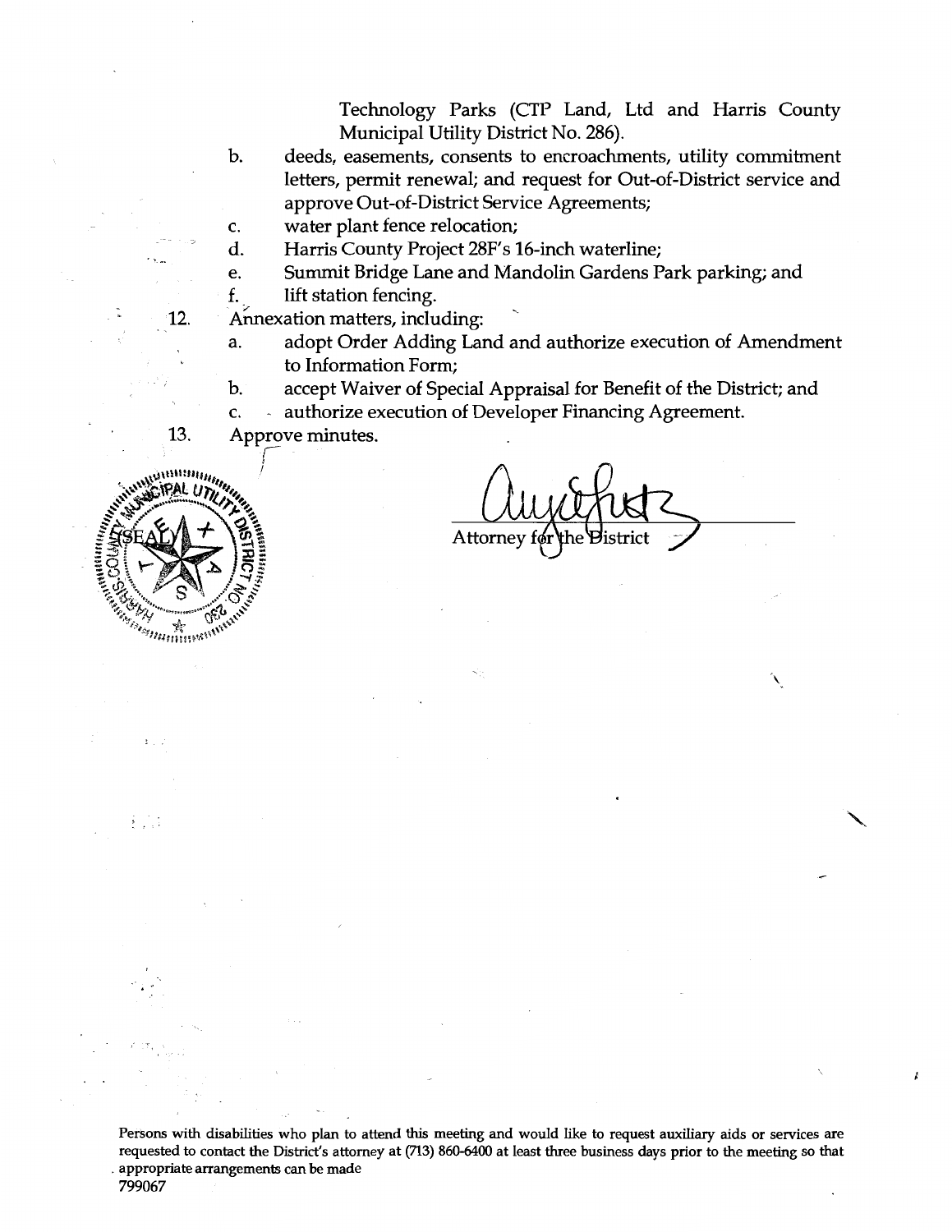Technology Parks (CTP Land, Ltd and Harris County Municipal Utility District No. 286).

b. deeds, easements, consents to encroachments, utility commitment letters, permit renewal; and request for Out-of-District service and approve Out-of-District Service Agreements;

c. water plant fence relocation;

d. Harris County Project 28F's 16-inch waterline;

e. Summit Bridge Lane and Mandolin Gardens Park parking; and

f. lift station fencing.

12. Annexation matters, including:

a. adopt Order Adding Land and authorize execution of Amendment to Information Form;

b. accept Waiver of Special Appraisal for Benefit of the District; and

c. authorize execution of Developer Financing Agreement.

13. Approve minutes.

(SEAL)

Attorney for the District

Persons with disabilities who plan to attend this meeting and would like to request auxiliary aids or services are requested to contact the District's attorney at (713) 860-6400 at least three business days prior to the meeting so that appropriate arrangements can be made

799067